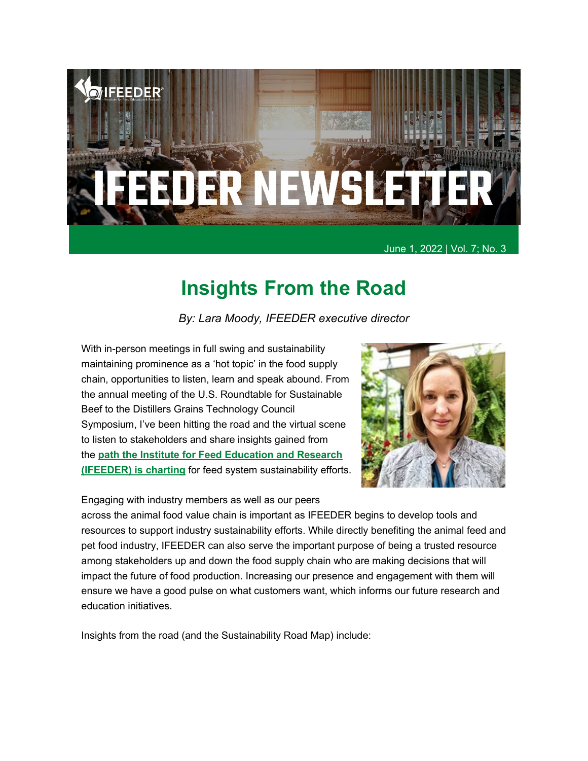# IFEEDER NEWSLETTER

June 1, 2022 | Vol. 7; No. 3

## Insights From the Road

*By: Lara Moody, IFEEDER executive director*

With in-person meetings in full swing and sustainability maintaining prominence as a 'hot topic' in the food supply chain, opportunities to listen, learn and speak abound. From the annual meeting of the U.S. Roundtable for Sustainable Beef to the Distillers Grains Technology Council Symposium, I've been hitting the road and the virtual scene to listen to stakeholders and share insights gained from the **path the Institute for Feed Education and Research (IFEEDER) is charting** for feed system sustainability efforts.

Engaging with industry members as well as our peers across the animal food value chain is important as IFEEDER begins to develop tools and resources to support industry sustainability efforts. While directly benefiting the animal feed and pet food industry, IFEEDER can also serve the important purpose of being a trusted resource among stakeholders up and down the food supply chain who are making decisions that will impact the future of food production. Increasing our presence and engagement with them will ensure we have a good pulse on what customers want, which informs our future research and education initiatives.

Insights from the road (and the Sustainability Road Map) include: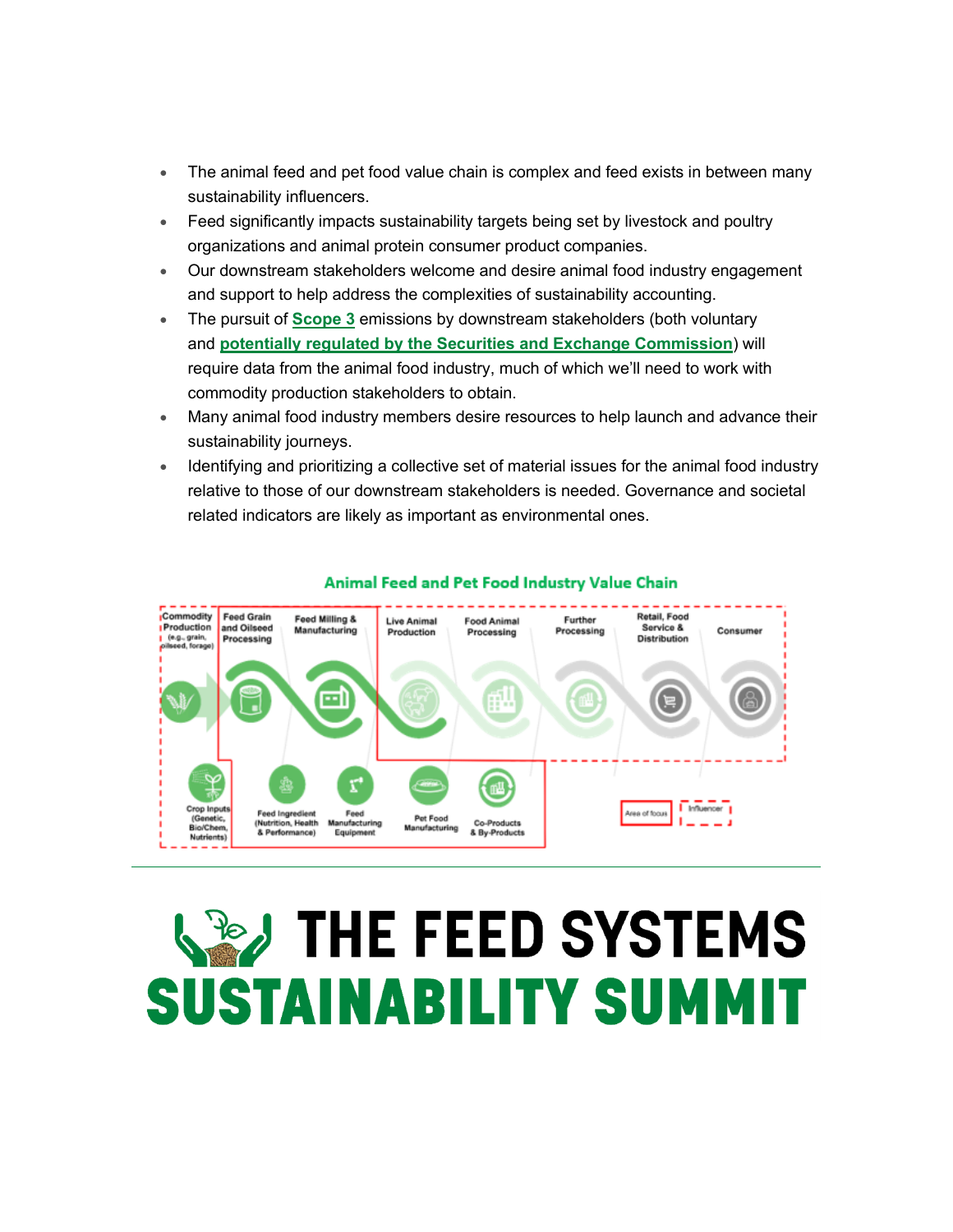- The animal feed and pet food value chain is complex and feed exists in between many sustainability influencers.
- Feed significantly impacts sustainability targets being set by livestock and poultry organizations and animal protein consumer product companies.
- Our downstream stakeholders welcome and desire animal food industry engagement and support to help address the complexities of sustainability accounting.
- The pursuit of **Scope 3** emissions by downstream stakeholders (both voluntary and **potentially regulated by the Securities and Exchange Commission**) will require data from the animal food industry, much of which we'll need to work with commodity production stakeholders to obtain.
- Many animal food industry members desire resources to help launch and advance their sustainability journeys.
- Identifying and prioritizing a collective set of material issues for the animal food industry relative to those of our downstream stakeholders is needed. Governance and societal related indicators are likely as important as environmental ones.

**Animal Feed and Pet Food Industry Value Chain**

Commodity Production (e.g., grain, oilseed, forage) | Feed Grain and Oilseed Processing | Feed Milling & Manufacturing | Live Animal Production | Food Animal Processing | Further Processing | Retail, Food Service & Distribution | Consumer

Crop Inputs (Genetic, Bio/Chem, Nutrients) | Feed Ingredient (Nutrition, Health & Performance) | Feed Manufacturing Equipment | Pet Food Manufacturing | Co-Products & By-Products

Area of focus | Influencer

# THE FEED SYSTEMS SUSTAINABILITY SUMMIT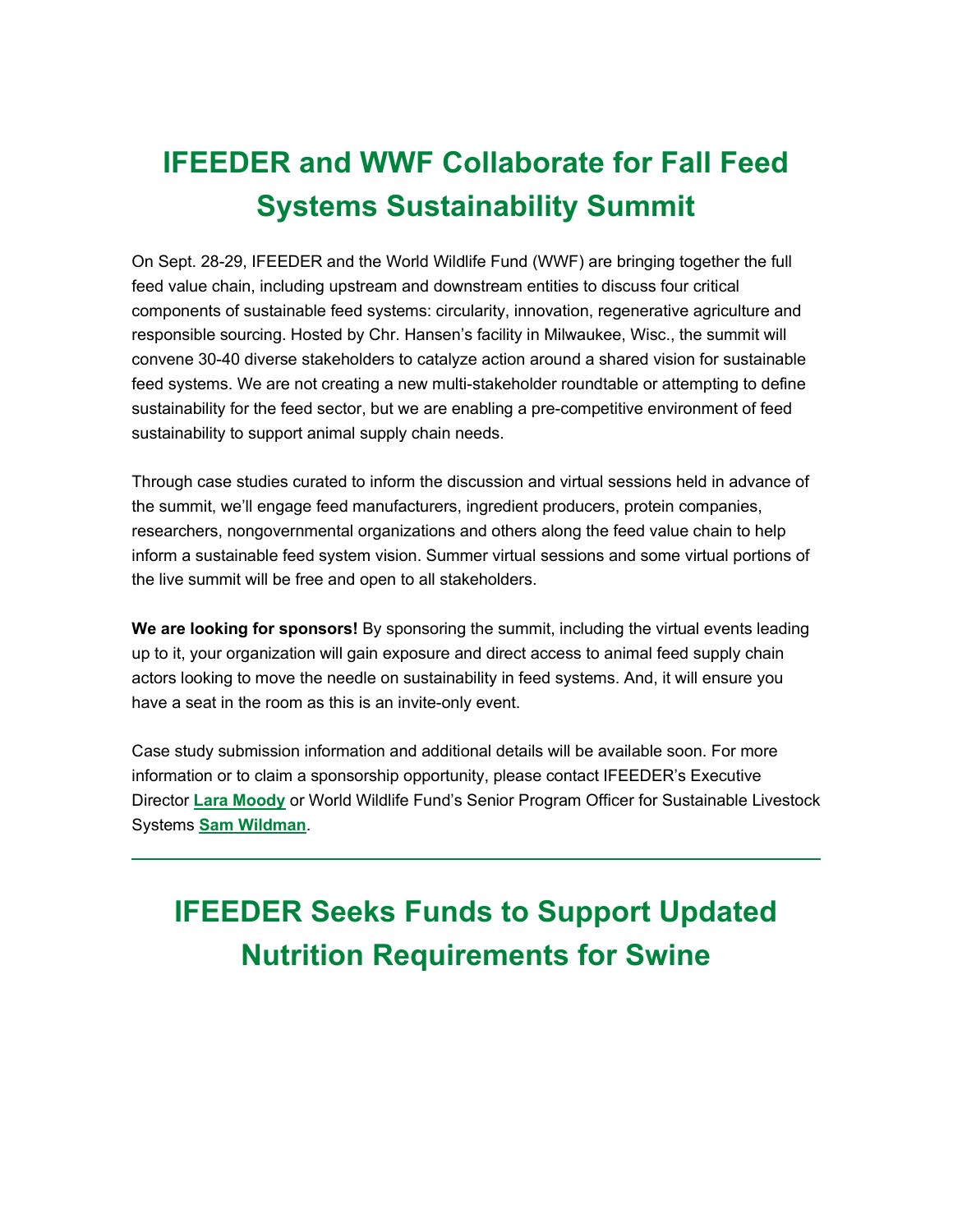# IFEEDER and WWF Collaborate for Fall Feed Systems Sustainability Summit

On Sept. 28-29, IFEEDER and the World Wildlife Fund (WWF) are bringing together the full feed value chain, including upstream and downstream entities to discuss four critical components of sustainable feed systems: circularity, innovation, regenerative agriculture and responsible sourcing. Hosted by Chr. Hansen's facility in Milwaukee, Wisc., the summit will convene 30-40 diverse stakeholders to catalyze action around a shared vision for sustainable feed systems. We are not creating a new multi-stakeholder roundtable or attempting to define sustainability for the feed sector, but we are enabling a pre-competitive environment of feed sustainability to support animal supply chain needs.

Through case studies curated to inform the discussion and virtual sessions held in advance of the summit, we'll engage feed manufacturers, ingredient producers, protein companies, researchers, nongovernmental organizations and others along the feed value chain to help inform a sustainable feed system vision. Summer virtual sessions and some virtual portions of the live summit will be free and open to all stakeholders.

**We are looking for sponsors!** By sponsoring the summit, including the virtual events leading up to it, your organization will gain exposure and direct access to animal feed supply chain actors looking to move the needle on sustainability in feed systems. And, it will ensure you have a seat in the room as this is an invite-only event.

Case study submission information and additional details will be available soon. For more information or to claim a sponsorship opportunity, please contact IFEEDER's Executive Director **Lara Moody** or World Wildlife Fund's Senior Program Officer for Sustainable Livestock Systems **Sam Wildman**.

---

# IFEEDER Seeks Funds to Support Updated Nutrition Requirements for Swine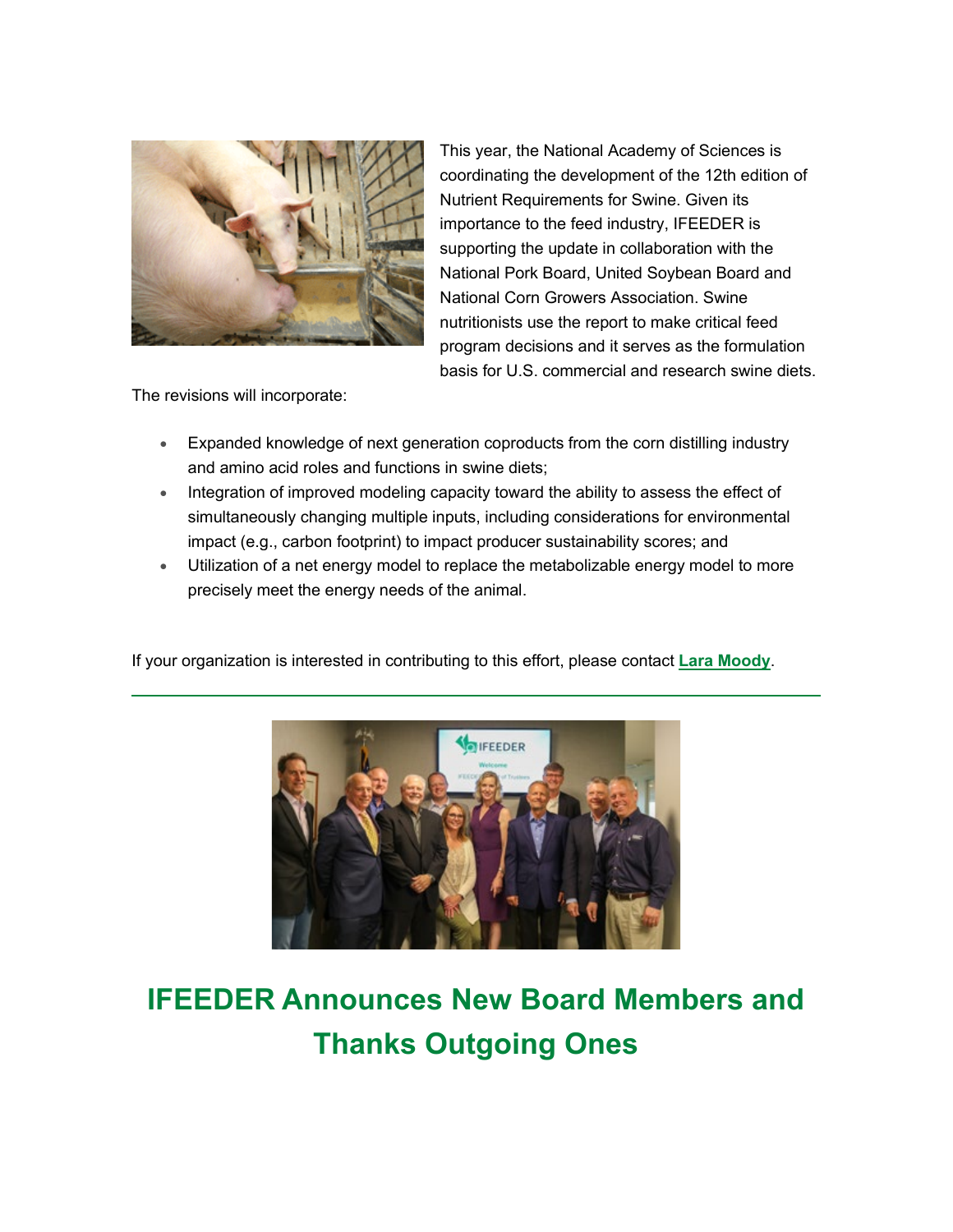This year, the National Academy of Sciences is coordinating the development of the 12th edition of Nutrient Requirements for Swine. Given its importance to the feed industry, IFEEDER is supporting the update in collaboration with the National Pork Board, United Soybean Board and National Corn Growers Association. Swine nutritionists use the report to make critical feed program decisions and it serves as the formulation basis for U.S. commercial and research swine diets.

The revisions will incorporate:

- Expanded knowledge of next generation coproducts from the corn distilling industry and amino acid roles and functions in swine diets;
- Integration of improved modeling capacity toward the ability to assess the effect of simultaneously changing multiple inputs, including considerations for environmental impact (e.g., carbon footprint) to impact producer sustainability scores; and
- Utilization of a net energy model to replace the metabolizable energy model to more precisely meet the energy needs of the animal.

If your organization is interested in contributing to this effort, please contact **Lara Moody**.

---

# IFEEDER Announces New Board Members and Thanks Outgoing Ones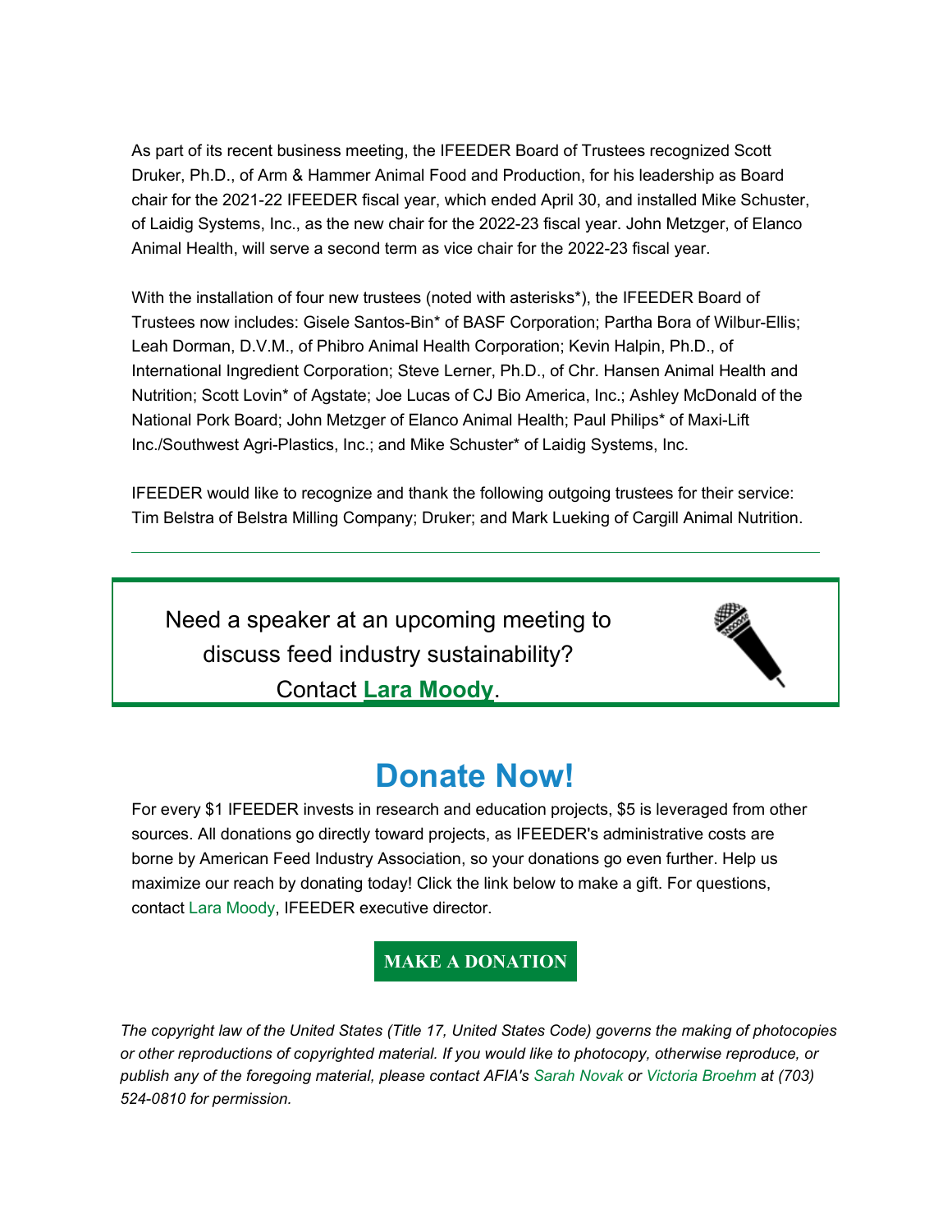As part of its recent business meeting, the IFEEDER Board of Trustees recognized Scott Druker, Ph.D., of Arm & Hammer Animal Food and Production, for his leadership as Board chair for the 2021-22 IFEEDER fiscal year, which ended April 30, and installed Mike Schuster, of Laidig Systems, Inc., as the new chair for the 2022-23 fiscal year. John Metzger, of Elanco Animal Health, will serve a second term as vice chair for the 2022-23 fiscal year.

With the installation of four new trustees (noted with asterisks*), the IFEEDER Board of Trustees now includes: Gisele Santos-Bin* of BASF Corporation; Partha Bora of Wilbur-Ellis; Leah Dorman, D.V.M., of Phibro Animal Health Corporation; Kevin Halpin, Ph.D., of International Ingredient Corporation; Steve Lerner, Ph.D., of Chr. Hansen Animal Health and Nutrition; Scott Lovin* of Agstate; Joe Lucas of CJ Bio America, Inc.; Ashley McDonald of the National Pork Board; John Metzger of Elanco Animal Health; Paul Philips* of Maxi-Lift Inc./Southwest Agri-Plastics, Inc.; and Mike Schuster* of Laidig Systems, Inc.

IFEEDER would like to recognize and thank the following outgoing trustees for their service: Tim Belstra of Belstra Milling Company; Druker; and Mark Lueking of Cargill Animal Nutrition.

---

Need a speaker at an upcoming meeting to discuss feed industry sustainability? Contact **Lara Moody**.

# Donate Now!

For every $1 IFEEDER invests in research and education projects, $5 is leveraged from other sources. All donations go directly toward projects, as IFEEDER's administrative costs are borne by American Feed Industry Association, so your donations go even further. Help us maximize our reach by donating today! Click the link below to make a gift. For questions, contact Lara Moody, IFEEDER executive director.

**MAKE A DONATION**

*The copyright law of the United States (Title 17, United States Code) governs the making of photocopies or other reproductions of copyrighted material. If you would like to photocopy, otherwise reproduce, or publish any of the foregoing material, please contact AFIA's Sarah Novak or Victoria Broehm at (703) 524-0810 for permission.*